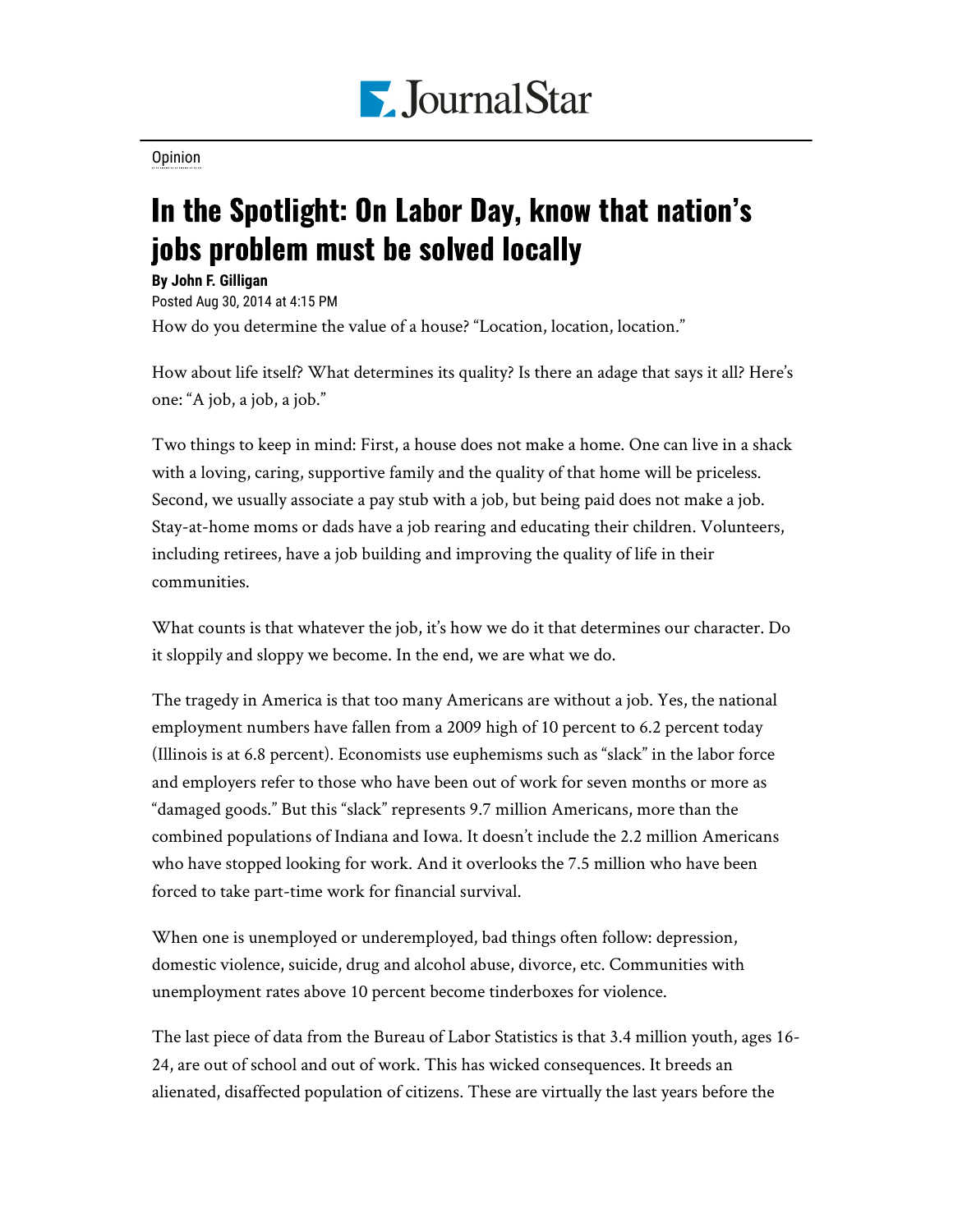Opinion

# In the Spotlight: On Labor Day, know that nation's jobs problem must be solved locally

**By John F. Gilligan**

Posted Aug 30, 2014 at 4:15 PM

How do you determine the value of a house? "Location, location, location."

How about life itself? What determines its quality? Is there an adage that says it all? Here's one: "A job, a job, a job."

Two things to keep in mind: First, a house does not make a home. One can live in a shack with a loving, caring, supportive family and the quality of that home will be priceless. Second, we usually associate a pay stub with a job, but being paid does not make a job. Stay-at-home moms or dads have a job rearing and educating their children. Volunteers, including retirees, have a job building and improving the quality of life in their communities.

What counts is that whatever the job, it's how we do it that determines our character. Do it sloppily and sloppy we become. In the end, we are what we do.

The tragedy in America is that too many Americans are without a job. Yes, the national employment numbers have fallen from a 2009 high of 10 percent to 6.2 percent today (Illinois is at 6.8 percent). Economists use euphemisms such as "slack" in the labor force and employers refer to those who have been out of work for seven months or more as "damaged goods." But this "slack" represents 9.7 million Americans, more than the combined populations of Indiana and Iowa. It doesn't include the 2.2 million Americans who have stopped looking for work. And it overlooks the 7.5 million who have been forced to take part-time work for financial survival.

When one is unemployed or underemployed, bad things often follow: depression, domestic violence, suicide, drug and alcohol abuse, divorce, etc. Communities with unemployment rates above 10 percent become tinderboxes for violence.

The last piece of data from the Bureau of Labor Statistics is that 3.4 million youth, ages 16-24, are out of school and out of work. This has wicked consequences. It breeds an alienated, disaffected population of citizens. These are virtually the last years before the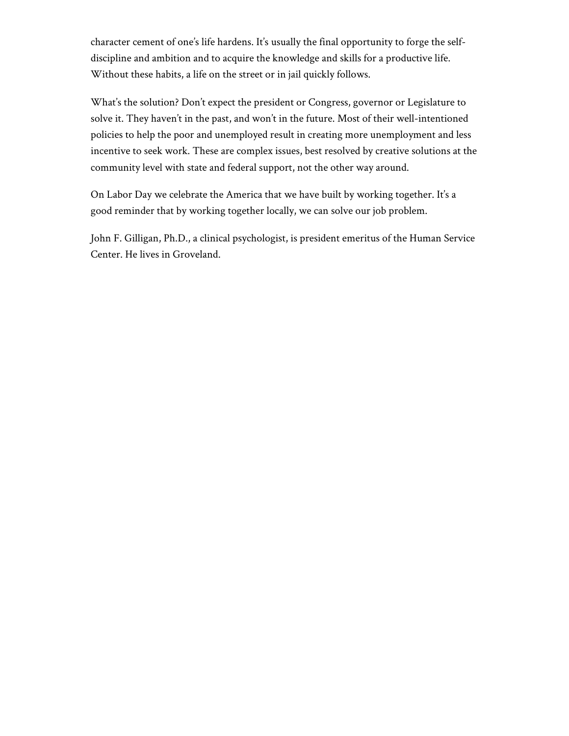character cement of one's life hardens. It's usually the final opportunity to forge the self-discipline and ambition and to acquire the knowledge and skills for a productive life. Without these habits, a life on the street or in jail quickly follows.

What's the solution? Don't expect the president or Congress, governor or Legislature to solve it. They haven't in the past, and won't in the future. Most of their well-intentioned policies to help the poor and unemployed result in creating more unemployment and less incentive to seek work. These are complex issues, best resolved by creative solutions at the community level with state and federal support, not the other way around.

On Labor Day we celebrate the America that we have built by working together. It's a good reminder that by working together locally, we can solve our job problem.

John F. Gilligan, Ph.D., a clinical psychologist, is president emeritus of the Human Service Center. He lives in Groveland.